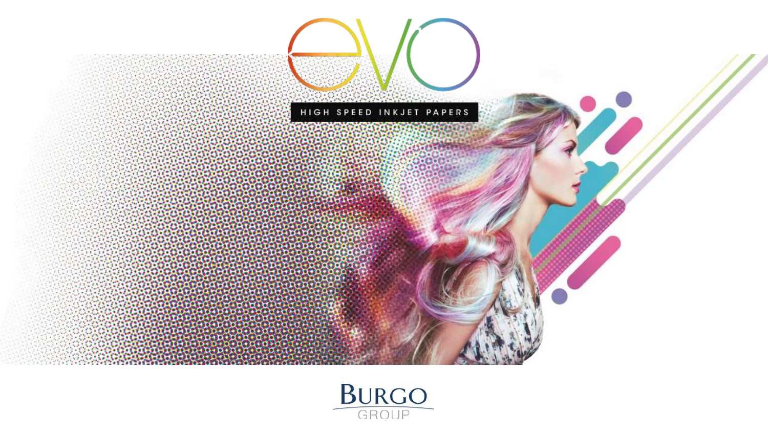# evo

HIGH SPEED INKJET PAPERS

BURGO GROUP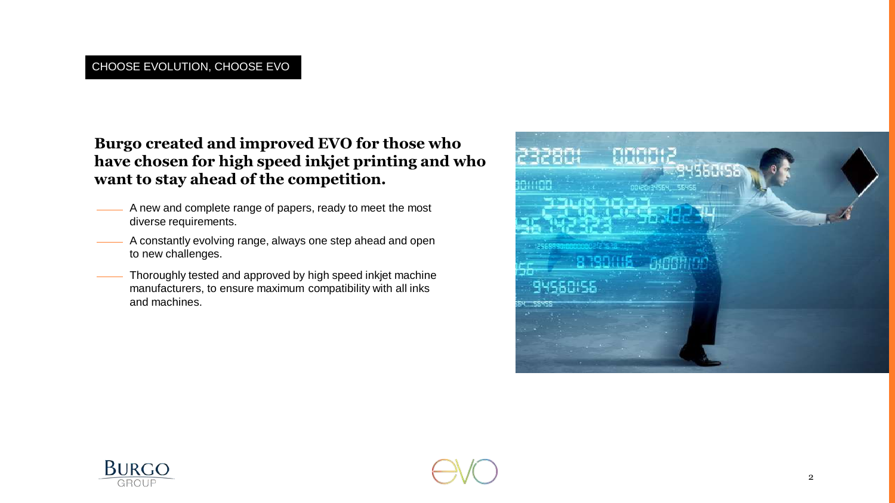CHOOSE EVOLUTION, CHOOSE EVO

## Burgo created and improved EVO for those who have chosen for high speed inkjet printing and who want to stay ahead of the competition.

- A new and complete range of papers, ready to meet the most diverse requirements.
- A constantly evolving range, always one step ahead and open to new challenges.
- Thoroughly tested and approved by high speed inkjet machine manufacturers, to ensure maximum compatibility with all inks and machines.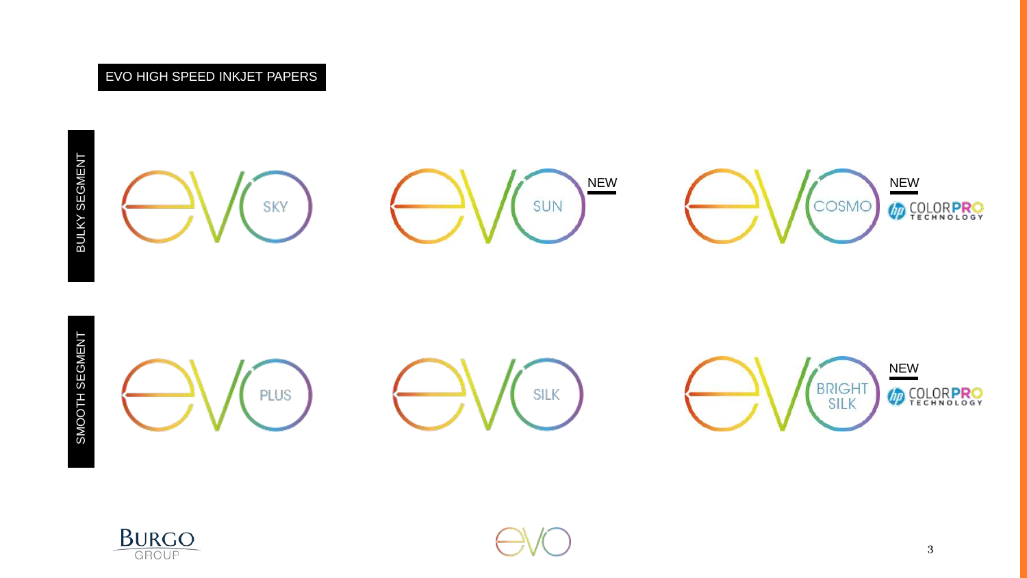# EVO HIGH SPEED INKJET PAPERS

## BULKY SEGMENT

- evo SKY
- evo SUN — NEW
- evo COSMO — NEW — hp COLORPRO TECHNOLOGY

## SMOOTH SEGMENT

- evo PLUS
- evo SILK
- evo BRIGHT SILK — NEW — hp COLORPRO TECHNOLOGY

BURGO GROUP

evo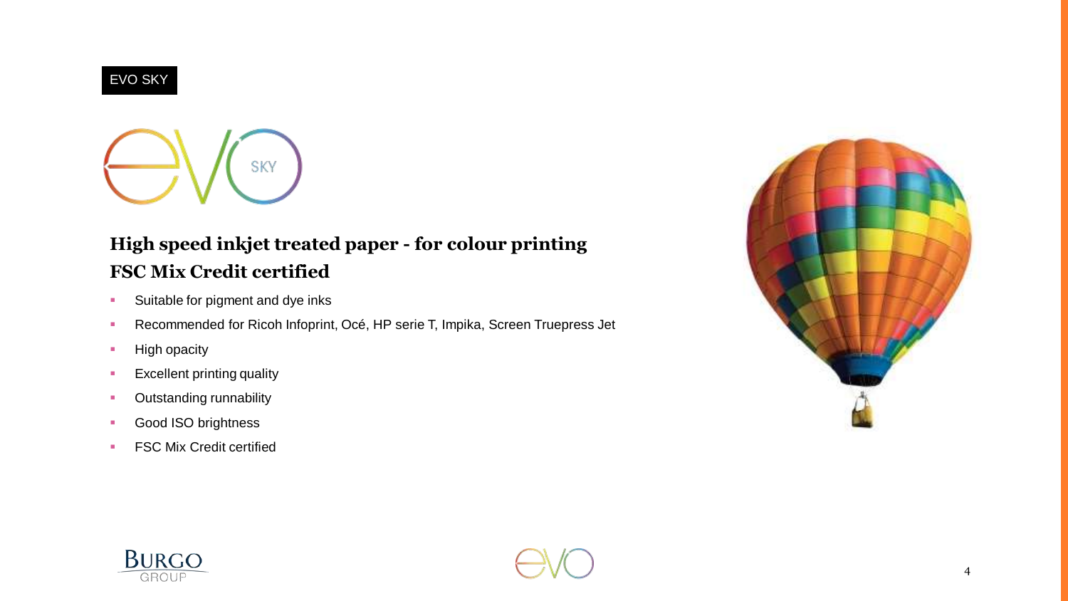EVO SKY

## High speed inkjet treated paper - for colour printing
## FSC Mix Credit certified

- Suitable for pigment and dye inks
- Recommended for Ricoh Infoprint, Océ, HP serie T, Impika, Screen Truepress Jet
- High opacity
- Excellent printing quality
- Outstanding runnability
- Good ISO brightness
- FSC Mix Credit certified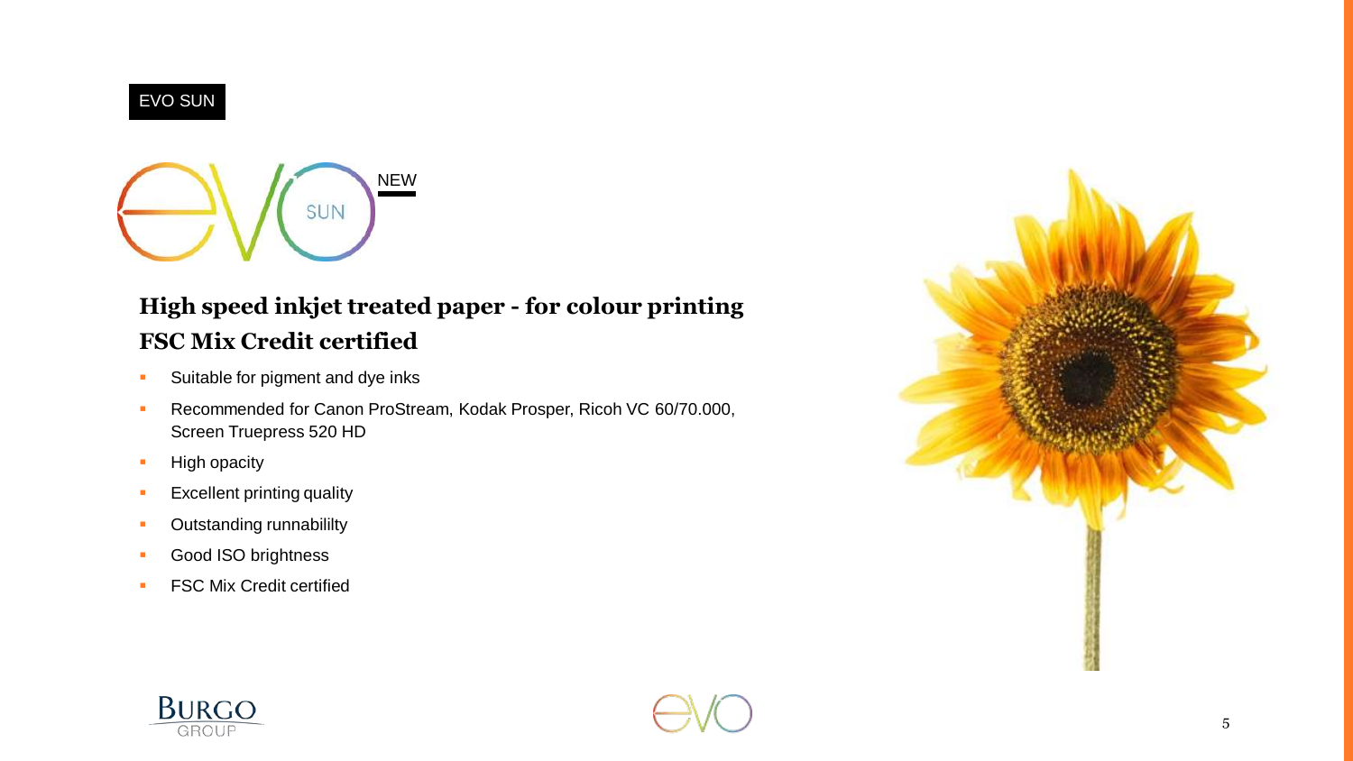EVO SUN

SUN NEW

## High speed inkjet treated paper - for colour printing
## FSC Mix Credit certified

- Suitable for pigment and dye inks
- Recommended for Canon ProStream, Kodak Prosper, Ricoh VC 60/70.000, Screen Truepress 520 HD
- High opacity
- Excellent printing quality
- Outstanding runnabililty
- Good ISO brightness
- FSC Mix Credit certified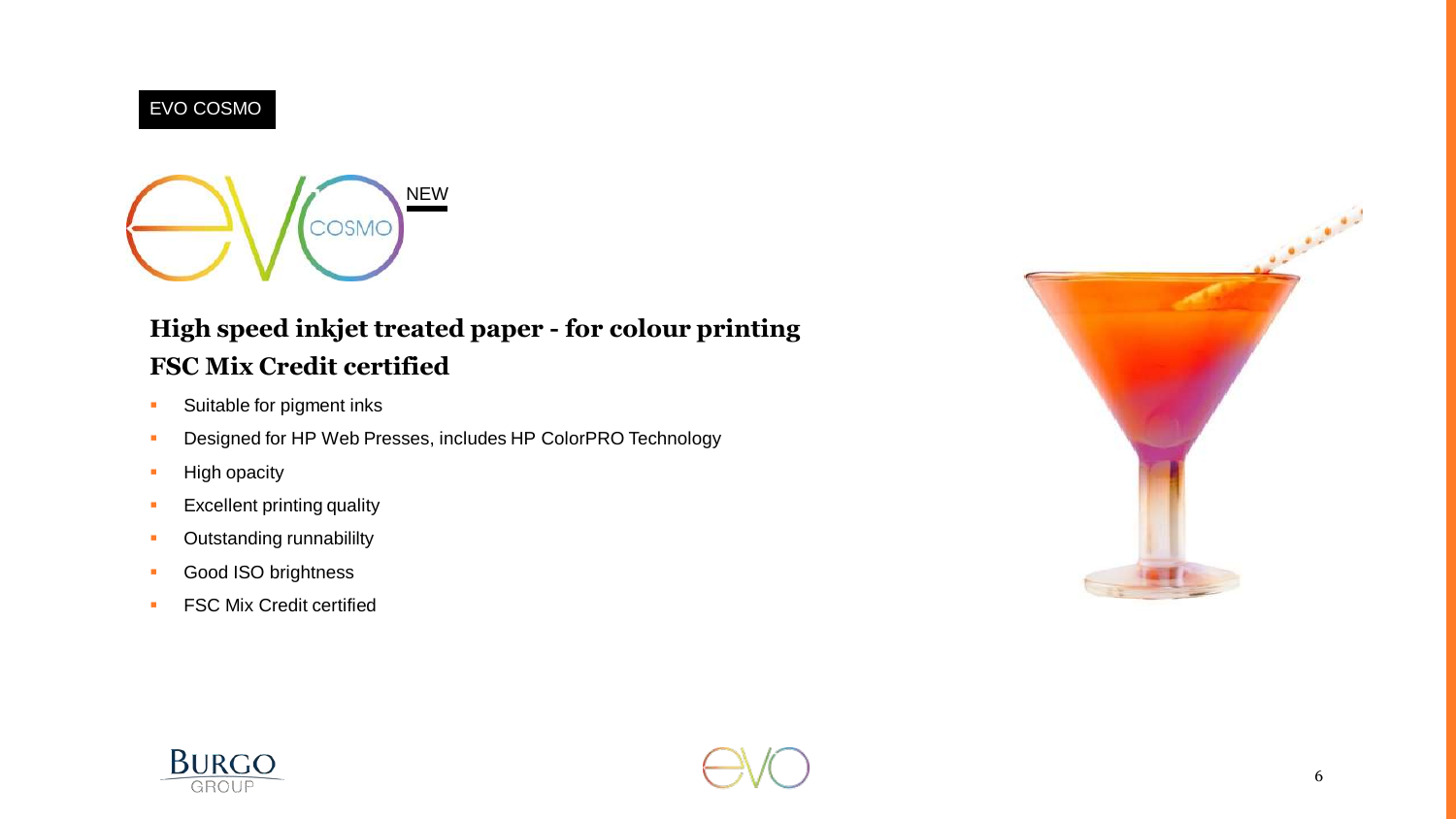EVO COSMO

NEW

## High speed inkjet treated paper - for colour printing
## FSC Mix Credit certified

- Suitable for pigment inks
- Designed for HP Web Presses, includes HP ColorPRO Technology
- High opacity
- Excellent printing quality
- Outstanding runnabililty
- Good ISO brightness
- FSC Mix Credit certified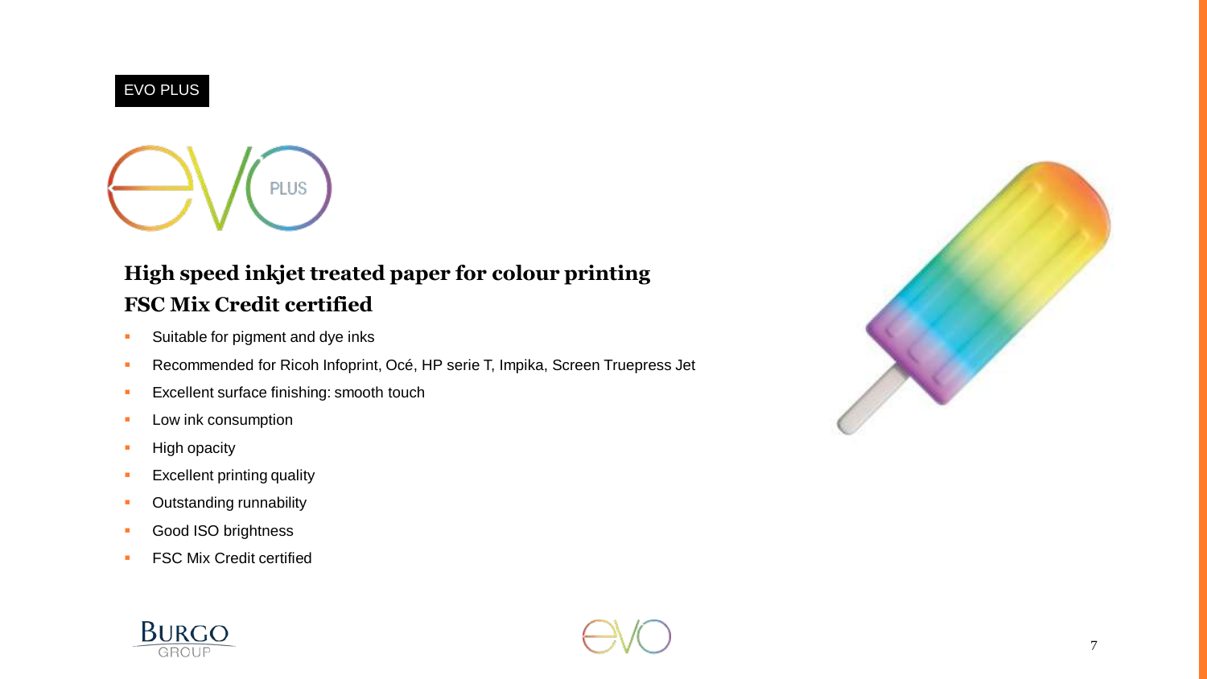EVO PLUS

## High speed inkjet treated paper for colour printing
## FSC Mix Credit certified

- Suitable for pigment and dye inks
- Recommended for Ricoh Infoprint, Océ, HP serie T, Impika, Screen Truepress Jet
- Excellent surface finishing: smooth touch
- Low ink consumption
- High opacity
- Excellent printing quality
- Outstanding runnability
- Good ISO brightness
- FSC Mix Credit certified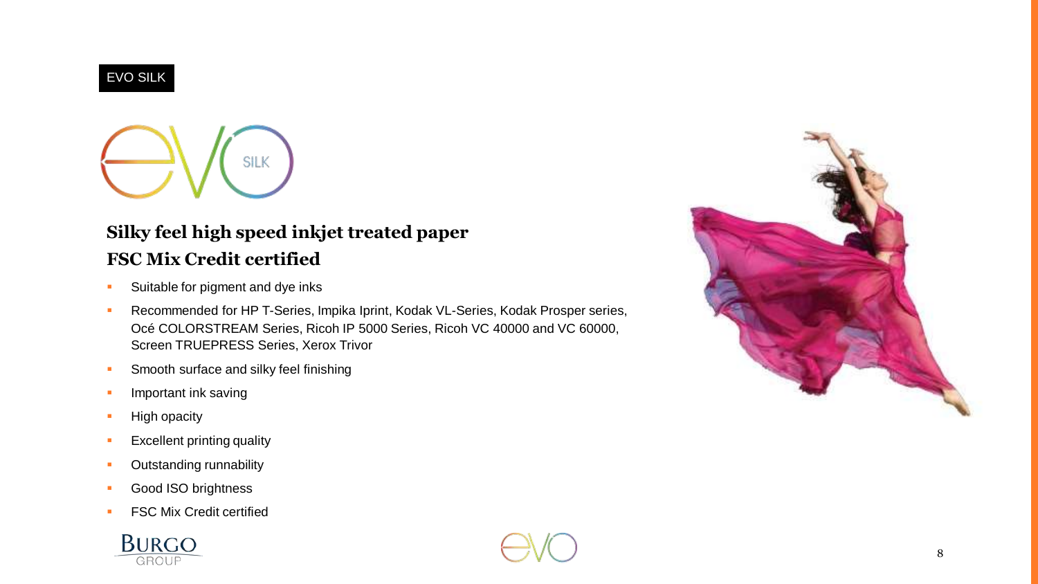EVO SILK

## Silky feel high speed inkjet treated paper
## FSC Mix Credit certified

- Suitable for pigment and dye inks
- Recommended for HP T-Series, Impika Iprint, Kodak VL-Series, Kodak Prosper series, Océ COLORSTREAM Series, Ricoh IP 5000 Series, Ricoh VC 40000 and VC 60000, Screen TRUEPRESS Series, Xerox Trivor
- Smooth surface and silky feel finishing
- Important ink saving
- High opacity
- Excellent printing quality
- Outstanding runnability
- Good ISO brightness
- FSC Mix Credit certified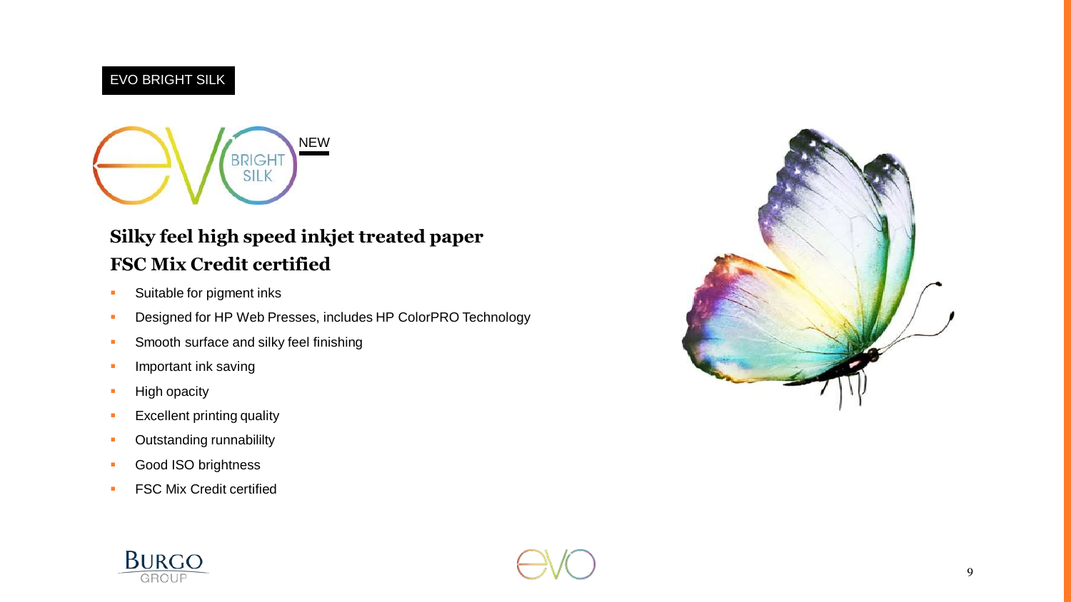EVO BRIGHT SILK

NEW

## Silky feel high speed inkjet treated paper
## FSC Mix Credit certified

- Suitable for pigment inks
- Designed for HP Web Presses, includes HP ColorPRO Technology
- Smooth surface and silky feel finishing
- Important ink saving
- High opacity
- Excellent printing quality
- Outstanding runnabililty
- Good ISO brightness
- FSC Mix Credit certified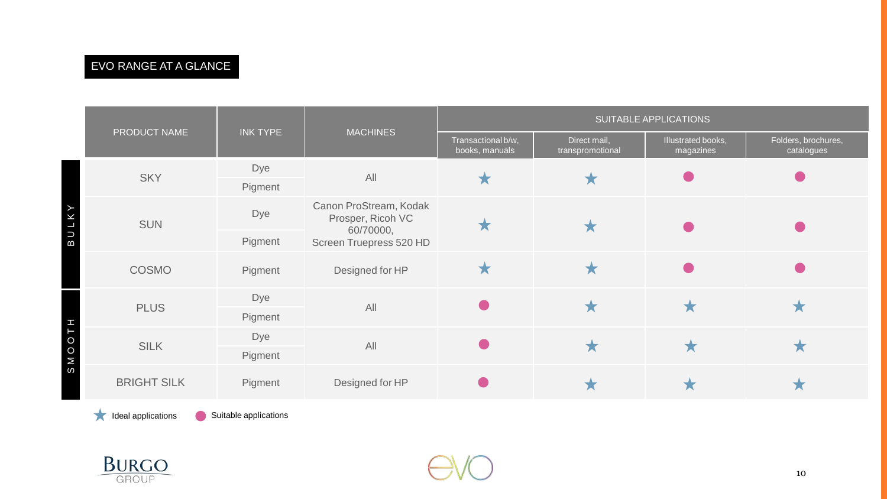## EVO RANGE AT A GLANCE

| | PRODUCT NAME | INK TYPE | MACHINES | SUITABLE APPLICATIONS | | | |
|---|---|---|---|---|---|---|---|
| | | | | Transactional b/w, books, manuals | Direct mail, transpromotional | Illustrated books, magazines | Folders, brochures, catalogues |
| BULKY | SKY | Dye / Pigment | All | ★ | ★ | ● | ● |
| BULKY | SUN | Dye / Pigment | Canon ProStream, Kodak Prosper, Ricoh VC 60/70000, Screen Truepress 520 HD | ★ | ★ | ● | ● |
| BULKY | COSMO | Pigment | Designed for HP | ★ | ★ | ● | ● |
| SMOOTH | PLUS | Dye / Pigment | All | ● | ★ | ★ | ★ |
| SMOOTH | SILK | Dye / Pigment | All | ● | ★ | ★ | ★ |
| SMOOTH | BRIGHT SILK | Pigment | Designed for HP | ● | ★ | ★ | ★ |

★ Ideal applications ● Suitable applications

BURGO GROUP

evo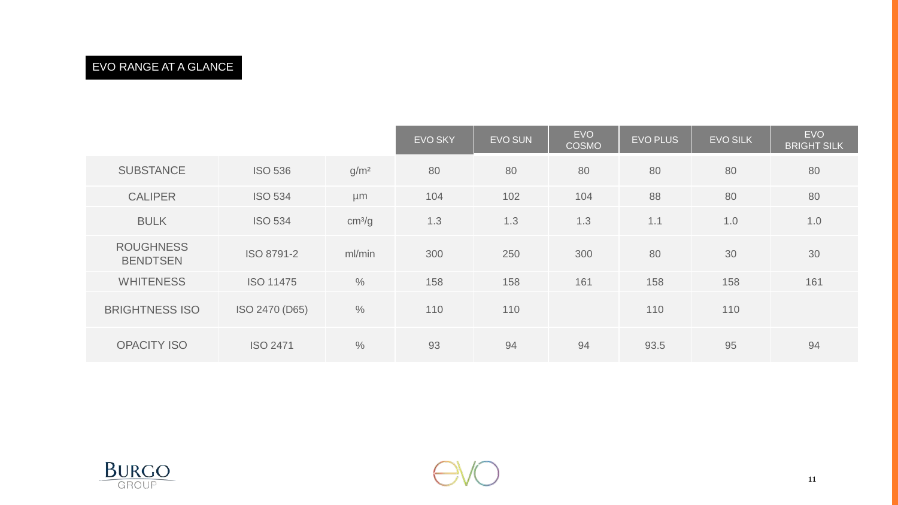## EVO RANGE AT A GLANCE

| | | | EVO SKY | EVO SUN | EVO COSMO | EVO PLUS | EVO SILK | EVO BRIGHT SILK |
|---|---|---|---|---|---|---|---|---|
| SUBSTANCE | ISO 536 | g/m² | 80 | 80 | 80 | 80 | 80 | 80 |
| CALIPER | ISO 534 | µm | 104 | 102 | 104 | 88 | 80 | 80 |
| BULK | ISO 534 | cm³/g | 1.3 | 1.3 | 1.3 | 1.1 | 1.0 | 1.0 |
| ROUGHNESS BENDTSEN | ISO 8791-2 | ml/min | 300 | 250 | 300 | 80 | 30 | 30 |
| WHITENESS | ISO 11475 | % | 158 | 158 | 161 | 158 | 158 | 161 |
| BRIGHTNESS ISO | ISO 2470 (D65) | % | 110 | 110 | | 110 | 110 | |
| OPACITY ISO | ISO 2471 | % | 93 | 94 | 94 | 93.5 | 95 | 94 |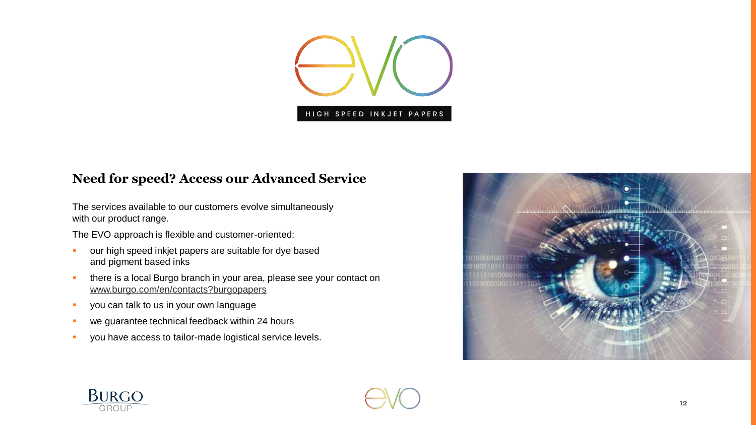HIGH SPEED INKJET PAPERS

## Need for speed? Access our Advanced Service

The services available to our customers evolve simultaneously with our product range.

The EVO approach is flexible and customer-oriented:

- our high speed inkjet papers are suitable for dye based and pigment based inks
- there is a local Burgo branch in your area, please see your contact on www.burgo.com/en/contacts?burgopapers
- you can talk to us in your own language
- we guarantee technical feedback within 24 hours
- you have access to tailor-made logistical service levels.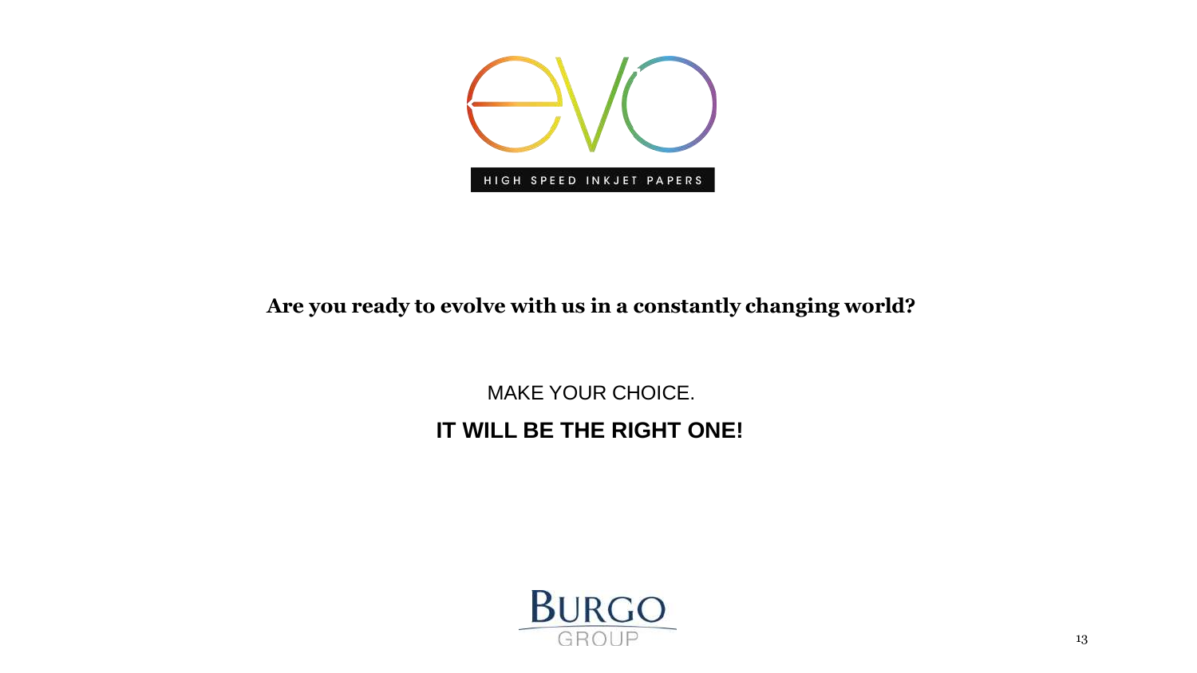evo

HIGH SPEED INKJET PAPERS

**Are you ready to evolve with us in a constantly changing world?**

MAKE YOUR CHOICE.

**IT WILL BE THE RIGHT ONE!**

BURGO GROUP